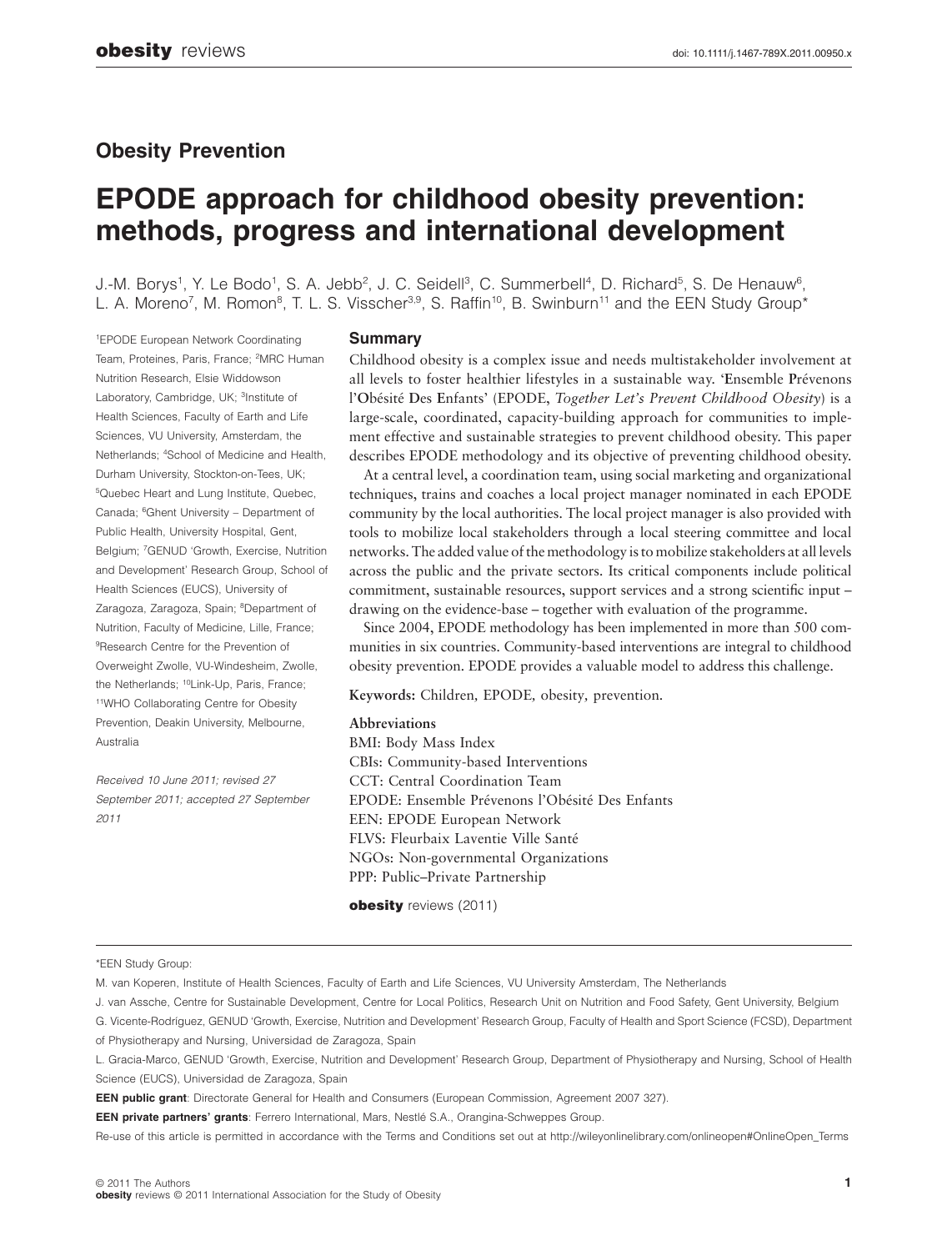## Obesity Prevention

# EPODE approach for childhood obesity prevention: methods, progress and international development

J.-M. Borys[1], Y. Le Bodo[1], S. A. Jebb[2], J. C. Seidell[3], C. Summerbell[4], D. Richard[5], S. De Henauw[6], L. A. Moreno[7], M. Romon[8], T. L. S. Visscher[3,9], S. Raffin[10], B. Swinburn[11] and the EEN Study Group*

[1]EPODE European Network Coordinating Team, Proteines, Paris, France; [2]MRC Human Nutrition Research, Elsie Widdowson Laboratory, Cambridge, UK; [3]Institute of Health Sciences, Faculty of Earth and Life Sciences, VU University, Amsterdam, the Netherlands; [4]School of Medicine and Health, Durham University, Stockton-on-Tees, UK; [5]Quebec Heart and Lung Institute, Quebec, Canada; [6]Ghent University – Department of Public Health, University Hospital, Gent, Belgium; [7]GENUD 'Growth, Exercise, Nutrition and Development' Research Group, School of Health Sciences (EUCS), University of Zaragoza, Zaragoza, Spain; [8]Department of Nutrition, Faculty of Medicine, Lille, France; [9]Research Centre for the Prevention of Overweight Zwolle, VU-Windesheim, Zwolle, the Netherlands; [10]Link-Up, Paris, France; [11]WHO Collaborating Centre for Obesity Prevention, Deakin University, Melbourne, Australia

*Received 10 June 2011; revised 27 September 2011; accepted 27 September 2011*

### Summary

Childhood obesity is a complex issue and needs multistakeholder involvement at all levels to foster healthier lifestyles in a sustainable way. '**E**nsemble **P**révenons l'**O**bésité **D**es **E**nfants' (EPODE, *Together Let's Prevent Childhood Obesity*) is a large-scale, coordinated, capacity-building approach for communities to implement effective and sustainable strategies to prevent childhood obesity. This paper describes EPODE methodology and its objective of preventing childhood obesity.

At a central level, a coordination team, using social marketing and organizational techniques, trains and coaches a local project manager nominated in each EPODE community by the local authorities. The local project manager is also provided with tools to mobilize local stakeholders through a local steering committee and local networks. The added value of the methodology is to mobilize stakeholders at all levels across the public and the private sectors. Its critical components include political commitment, sustainable resources, support services and a strong scientific input – drawing on the evidence-base – together with evaluation of the programme.

Since 2004, EPODE methodology has been implemented in more than 500 communities in six countries. Community-based interventions are integral to childhood obesity prevention. EPODE provides a valuable model to address this challenge.

**Keywords:** Children, EPODE, obesity, prevention.

**Abbreviations**

BMI: Body Mass Index
CBIs: Community-based Interventions
CCT: Central Coordination Team
EPODE: Ensemble Prévenons l'Obésité Des Enfants
EEN: EPODE European Network
FLVS: Fleurbaix Laventie Ville Santé
NGOs: Non-governmental Organizations
PPP: Public–Private Partnership

**obesity** reviews (2011)

---

*EEN Study Group:

M. van Koperen, Institute of Health Sciences, Faculty of Earth and Life Sciences, VU University Amsterdam, The Netherlands

J. van Assche, Centre for Sustainable Development, Centre for Local Politics, Research Unit on Nutrition and Food Safety, Gent University, Belgium

G. Vicente-Rodriguez, GENUD 'Growth, Exercise, Nutrition and Development' Research Group, Faculty of Health and Sport Science (FCSD), Department of Physiotherapy and Nursing, Universidad de Zaragoza, Spain

L. Gracia-Marco, GENUD 'Growth, Exercise, Nutrition and Development' Research Group, Department of Physiotherapy and Nursing, School of Health Science (EUCS), Universidad de Zaragoza, Spain

**EEN public grant**: Directorate General for Health and Consumers (European Commission, Agreement 2007 327).

**EEN private partners' grants**: Ferrero International, Mars, Nestlé S.A., Orangina-Schweppes Group.

Re-use of this article is permitted in accordance with the Terms and Conditions set out at http://wileyonlinelibrary.com/onlineopen#OnlineOpen_Terms

© 2011 The Authors
**obesity** reviews © 2011 International Association for the Study of Obesity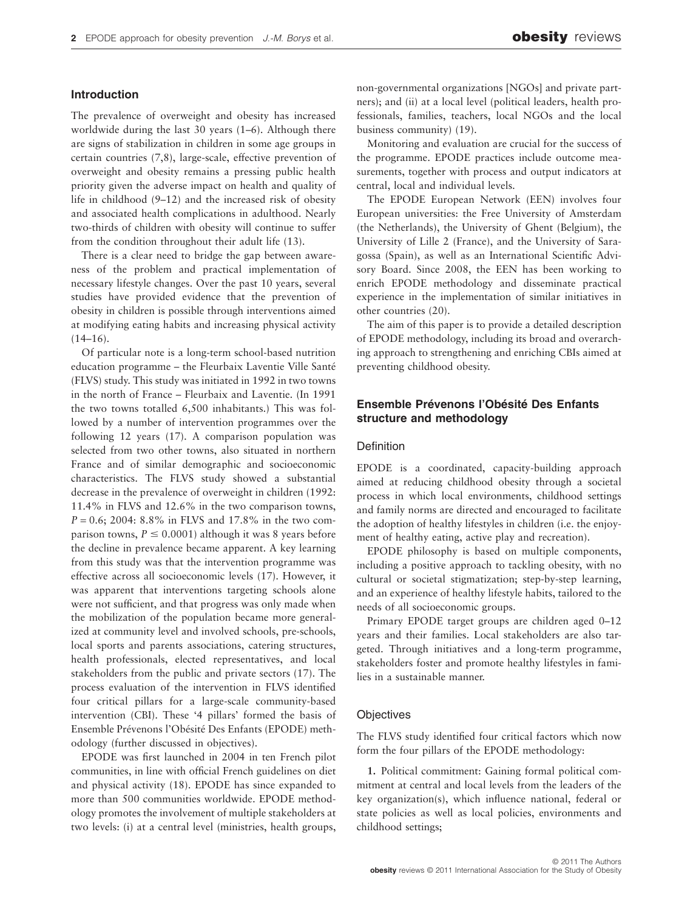## Introduction

The prevalence of overweight and obesity has increased worldwide during the last 30 years (1–6). Although there are signs of stabilization in children in some age groups in certain countries (7,8), large-scale, effective prevention of overweight and obesity remains a pressing public health priority given the adverse impact on health and quality of life in childhood (9–12) and the increased risk of obesity and associated health complications in adulthood. Nearly two-thirds of children with obesity will continue to suffer from the condition throughout their adult life (13).

There is a clear need to bridge the gap between awareness of the problem and practical implementation of necessary lifestyle changes. Over the past 10 years, several studies have provided evidence that the prevention of obesity in children is possible through interventions aimed at modifying eating habits and increasing physical activity (14–16).

Of particular note is a long-term school-based nutrition education programme – the Fleurbaix Laventie Ville Santé (FLVS) study. This study was initiated in 1992 in two towns in the north of France – Fleurbaix and Laventie. (In 1991 the two towns totalled 6,500 inhabitants.) This was followed by a number of intervention programmes over the following 12 years (17). A comparison population was selected from two other towns, also situated in northern France and of similar demographic and socioeconomic characteristics. The FLVS study showed a substantial decrease in the prevalence of overweight in children (1992: 11.4% in FLVS and 12.6% in the two comparison towns, $P = 0.6$; 2004: 8.8% in FLVS and 17.8% in the two comparison towns, $P \leq 0.0001$) although it was 8 years before the decline in prevalence became apparent. A key learning from this study was that the intervention programme was effective across all socioeconomic levels (17). However, it was apparent that interventions targeting schools alone were not sufficient, and that progress was only made when the mobilization of the population became more generalized at community level and involved schools, pre-schools, local sports and parents associations, catering structures, health professionals, elected representatives, and local stakeholders from the public and private sectors (17). The process evaluation of the intervention in FLVS identified four critical pillars for a large-scale community-based intervention (CBI). These '4 pillars' formed the basis of Ensemble Prévenons l'Obésité Des Enfants (EPODE) methodology (further discussed in objectives).

EPODE was first launched in 2004 in ten French pilot communities, in line with official French guidelines on diet and physical activity (18). EPODE has since expanded to more than 500 communities worldwide. EPODE methodology promotes the involvement of multiple stakeholders at two levels: (i) at a central level (ministries, health groups, non-governmental organizations [NGOs] and private partners); and (ii) at a local level (political leaders, health professionals, families, teachers, local NGOs and the local business community) (19).

Monitoring and evaluation are crucial for the success of the programme. EPODE practices include outcome measurements, together with process and output indicators at central, local and individual levels.

The EPODE European Network (EEN) involves four European universities: the Free University of Amsterdam (the Netherlands), the University of Ghent (Belgium), the University of Lille 2 (France), and the University of Saragossa (Spain), as well as an International Scientific Advisory Board. Since 2008, the EEN has been working to enrich EPODE methodology and disseminate practical experience in the implementation of similar initiatives in other countries (20).

The aim of this paper is to provide a detailed description of EPODE methodology, including its broad and overarching approach to strengthening and enriching CBIs aimed at preventing childhood obesity.

## Ensemble Prévenons l'Obésité Des Enfants structure and methodology

### Definition

EPODE is a coordinated, capacity-building approach aimed at reducing childhood obesity through a societal process in which local environments, childhood settings and family norms are directed and encouraged to facilitate the adoption of healthy lifestyles in children (i.e. the enjoyment of healthy eating, active play and recreation).

EPODE philosophy is based on multiple components, including a positive approach to tackling obesity, with no cultural or societal stigmatization; step-by-step learning, and an experience of healthy lifestyle habits, tailored to the needs of all socioeconomic groups.

Primary EPODE target groups are children aged 0–12 years and their families. Local stakeholders are also targeted. Through initiatives and a long-term programme, stakeholders foster and promote healthy lifestyles in families in a sustainable manner.

### Objectives

The FLVS study identified four critical factors which now form the four pillars of the EPODE methodology:

**1.** Political commitment: Gaining formal political commitment at central and local levels from the leaders of the key organization(s), which influence national, federal or state policies as well as local policies, environments and childhood settings;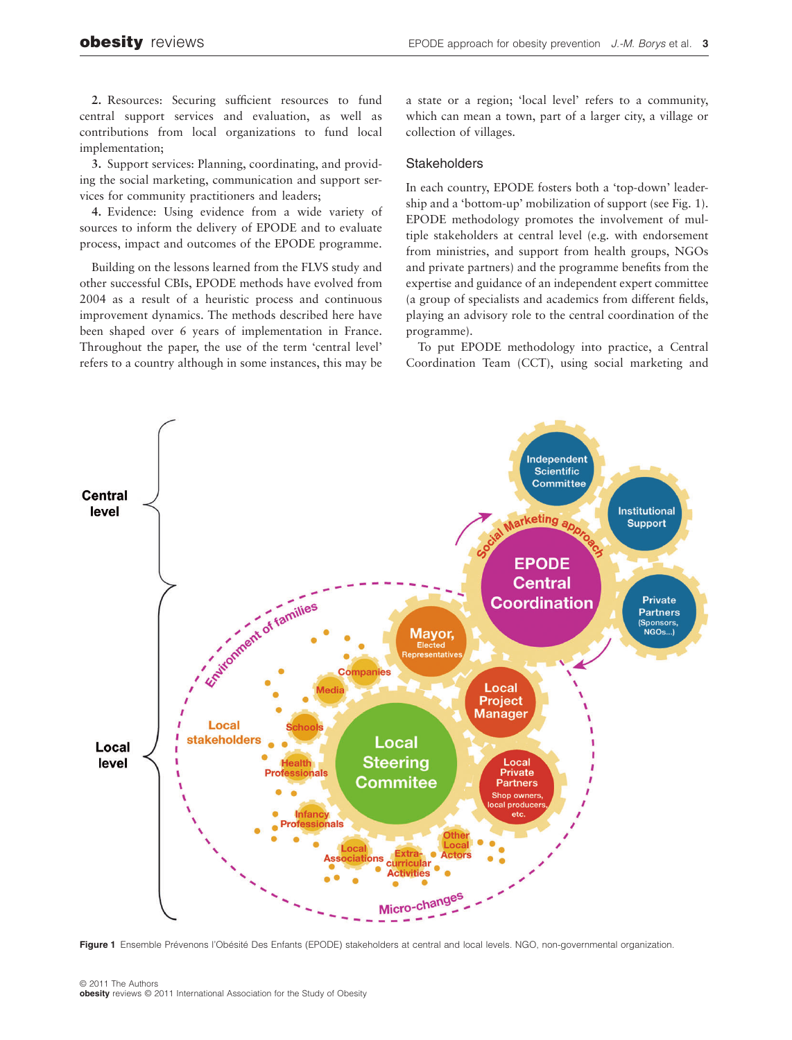**2.** Resources: Securing sufficient resources to fund central support services and evaluation, as well as contributions from local organizations to fund local implementation;

**3.** Support services: Planning, coordinating, and providing the social marketing, communication and support services for community practitioners and leaders;

**4.** Evidence: Using evidence from a wide variety of sources to inform the delivery of EPODE and to evaluate process, impact and outcomes of the EPODE programme.

Building on the lessons learned from the FLVS study and other successful CBIs, EPODE methods have evolved from 2004 as a result of a heuristic process and continuous improvement dynamics. The methods described here have been shaped over 6 years of implementation in France. Throughout the paper, the use of the term 'central level' refers to a country although in some instances, this may be a state or a region; 'local level' refers to a community, which can mean a town, part of a larger city, a village or collection of villages.

## Stakeholders

In each country, EPODE fosters both a 'top-down' leadership and a 'bottom-up' mobilization of support (see Fig. 1). EPODE methodology promotes the involvement of multiple stakeholders at central level (e.g. with endorsement from ministries, and support from health groups, NGOs and private partners) and the programme benefits from the expertise and guidance of an independent expert committee (a group of specialists and academics from different fields, playing an advisory role to the central coordination of the programme).

To put EPODE methodology into practice, a Central Coordination Team (CCT), using social marketing and

**Figure 1** Ensemble Prévenons l'Obésité Des Enfants (EPODE) stakeholders at central and local levels. NGO, non-governmental organization.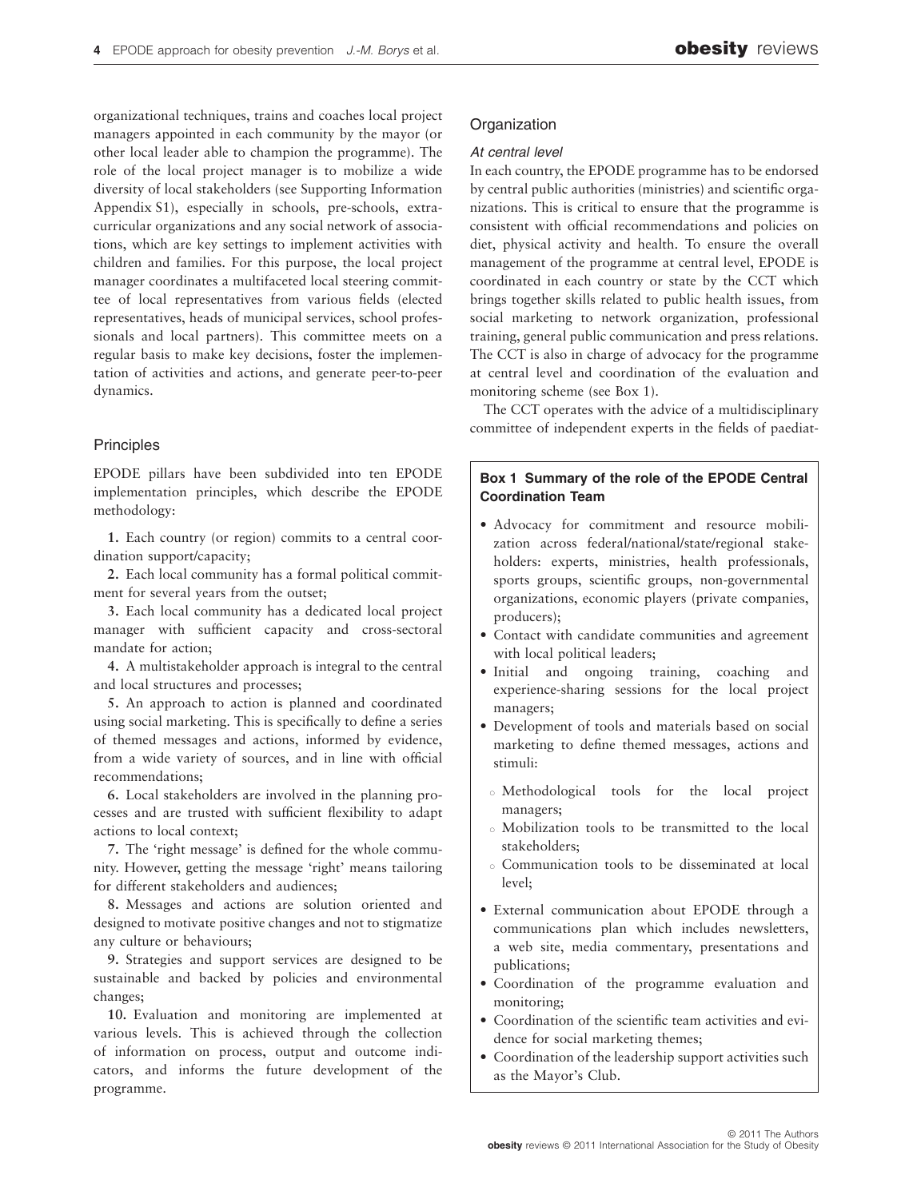organizational techniques, trains and coaches local project managers appointed in each community by the mayor (or other local leader able to champion the programme). The role of the local project manager is to mobilize a wide diversity of local stakeholders (see Supporting Information Appendix S1), especially in schools, pre-schools, extra-curricular organizations and any social network of associations, which are key settings to implement activities with children and families. For this purpose, the local project manager coordinates a multifaceted local steering committee of local representatives from various fields (elected representatives, heads of municipal services, school professionals and local partners). This committee meets on a regular basis to make key decisions, foster the implementation of activities and actions, and generate peer-to-peer dynamics.

## Principles

EPODE pillars have been subdivided into ten EPODE implementation principles, which describe the EPODE methodology:

**1.** Each country (or region) commits to a central coordination support/capacity;

**2.** Each local community has a formal political commitment for several years from the outset;

**3.** Each local community has a dedicated local project manager with sufficient capacity and cross-sectoral mandate for action;

**4.** A multistakeholder approach is integral to the central and local structures and processes;

**5.** An approach to action is planned and coordinated using social marketing. This is specifically to define a series of themed messages and actions, informed by evidence, from a wide variety of sources, and in line with official recommendations;

**6.** Local stakeholders are involved in the planning processes and are trusted with sufficient flexibility to adapt actions to local context;

**7.** The 'right message' is defined for the whole community. However, getting the message 'right' means tailoring for different stakeholders and audiences;

**8.** Messages and actions are solution oriented and designed to motivate positive changes and not to stigmatize any culture or behaviours;

**9.** Strategies and support services are designed to be sustainable and backed by policies and environmental changes;

**10.** Evaluation and monitoring are implemented at various levels. This is achieved through the collection of information on process, output and outcome indicators, and informs the future development of the programme.

## Organization

### *At central level*

In each country, the EPODE programme has to be endorsed by central public authorities (ministries) and scientific organizations. This is critical to ensure that the programme is consistent with official recommendations and policies on diet, physical activity and health. To ensure the overall management of the programme at central level, EPODE is coordinated in each country or state by the CCT which brings together skills related to public health issues, from social marketing to network organization, professional training, general public communication and press relations. The CCT is also in charge of advocacy for the programme at central level and coordination of the evaluation and monitoring scheme (see Box 1).

The CCT operates with the advice of a multidisciplinary committee of independent experts in the fields of paediat-

**Box 1 Summary of the role of the EPODE Central Coordination Team**

- Advocacy for commitment and resource mobilization across federal/national/state/regional stakeholders: experts, ministries, health professionals, sports groups, scientific groups, non-governmental organizations, economic players (private companies, producers);
- Contact with candidate communities and agreement with local political leaders;
- Initial and ongoing training, coaching and experience-sharing sessions for the local project managers;
- Development of tools and materials based on social marketing to define themed messages, actions and stimuli:
  - Methodological tools for the local project managers;
  - Mobilization tools to be transmitted to the local stakeholders;
  - Communication tools to be disseminated at local level;
- External communication about EPODE through a communications plan which includes newsletters, a web site, media commentary, presentations and publications;
- Coordination of the programme evaluation and monitoring;
- Coordination of the scientific team activities and evidence for social marketing themes;
- Coordination of the leadership support activities such as the Mayor's Club.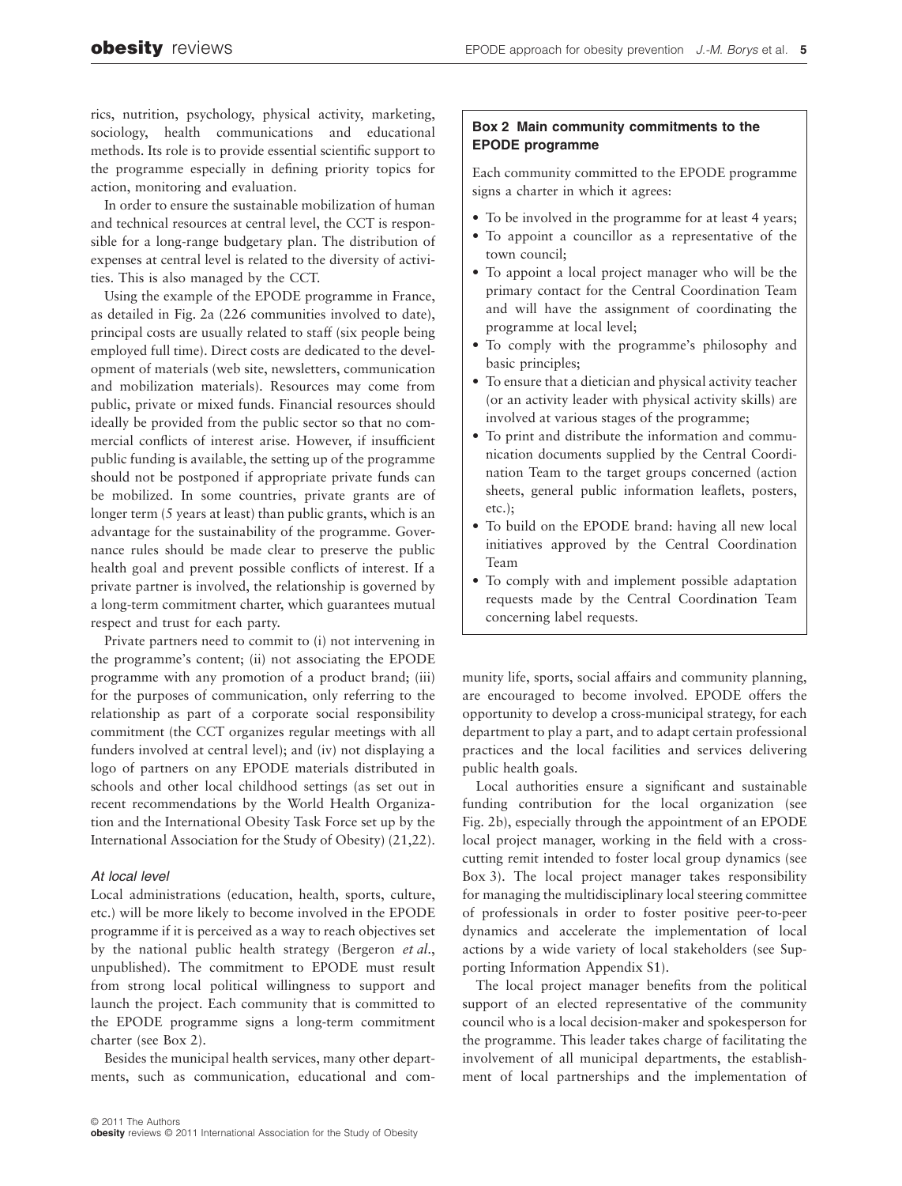rics, nutrition, psychology, physical activity, marketing, sociology, health communications and educational methods. Its role is to provide essential scientific support to the programme especially in defining priority topics for action, monitoring and evaluation.

In order to ensure the sustainable mobilization of human and technical resources at central level, the CCT is responsible for a long-range budgetary plan. The distribution of expenses at central level is related to the diversity of activities. This is also managed by the CCT.

Using the example of the EPODE programme in France, as detailed in Fig. 2a (226 communities involved to date), principal costs are usually related to staff (six people being employed full time). Direct costs are dedicated to the development of materials (web site, newsletters, communication and mobilization materials). Resources may come from public, private or mixed funds. Financial resources should ideally be provided from the public sector so that no commercial conflicts of interest arise. However, if insufficient public funding is available, the setting up of the programme should not be postponed if appropriate private funds can be mobilized. In some countries, private grants are of longer term (5 years at least) than public grants, which is an advantage for the sustainability of the programme. Governance rules should be made clear to preserve the public health goal and prevent possible conflicts of interest. If a private partner is involved, the relationship is governed by a long-term commitment charter, which guarantees mutual respect and trust for each party.

Private partners need to commit to (i) not intervening in the programme's content; (ii) not associating the EPODE programme with any promotion of a product brand; (iii) for the purposes of communication, only referring to the relationship as part of a corporate social responsibility commitment (the CCT organizes regular meetings with all funders involved at central level); and (iv) not displaying a logo of partners on any EPODE materials distributed in schools and other local childhood settings (as set out in recent recommendations by the World Health Organization and the International Obesity Task Force set up by the International Association for the Study of Obesity) (21,22).

### *At local level*

Local administrations (education, health, sports, culture, etc.) will be more likely to become involved in the EPODE programme if it is perceived as a way to reach objectives set by the national public health strategy (Bergeron *et al.*, unpublished). The commitment to EPODE must result from strong local political willingness to support and launch the project. Each community that is committed to the EPODE programme signs a long-term commitment charter (see Box 2).

Besides the municipal health services, many other departments, such as communication, educational and community life, sports, social affairs and community planning, are encouraged to become involved. EPODE offers the opportunity to develop a cross-municipal strategy, for each department to play a part, and to adapt certain professional practices and the local facilities and services delivering public health goals.

Local authorities ensure a significant and sustainable funding contribution for the local organization (see Fig. 2b), especially through the appointment of an EPODE local project manager, working in the field with a cross-cutting remit intended to foster local group dynamics (see Box 3). The local project manager takes responsibility for managing the multidisciplinary local steering committee of professionals in order to foster positive peer-to-peer dynamics and accelerate the implementation of local actions by a wide variety of local stakeholders (see Supporting Information Appendix S1).

The local project manager benefits from the political support of an elected representative of the community council who is a local decision-maker and spokesperson for the programme. This leader takes charge of facilitating the involvement of all municipal departments, the establishment of local partnerships and the implementation of

**Box 2 Main community commitments to the EPODE programme**

Each community committed to the EPODE programme signs a charter in which it agrees:

- To be involved in the programme for at least 4 years;
- To appoint a councillor as a representative of the town council;
- To appoint a local project manager who will be the primary contact for the Central Coordination Team and will have the assignment of coordinating the programme at local level;
- To comply with the programme's philosophy and basic principles;
- To ensure that a dietician and physical activity teacher (or an activity leader with physical activity skills) are involved at various stages of the programme;
- To print and distribute the information and communication documents supplied by the Central Coordination Team to the target groups concerned (action sheets, general public information leaflets, posters, etc.);
- To build on the EPODE brand: having all new local initiatives approved by the Central Coordination Team
- To comply with and implement possible adaptation requests made by the Central Coordination Team concerning label requests.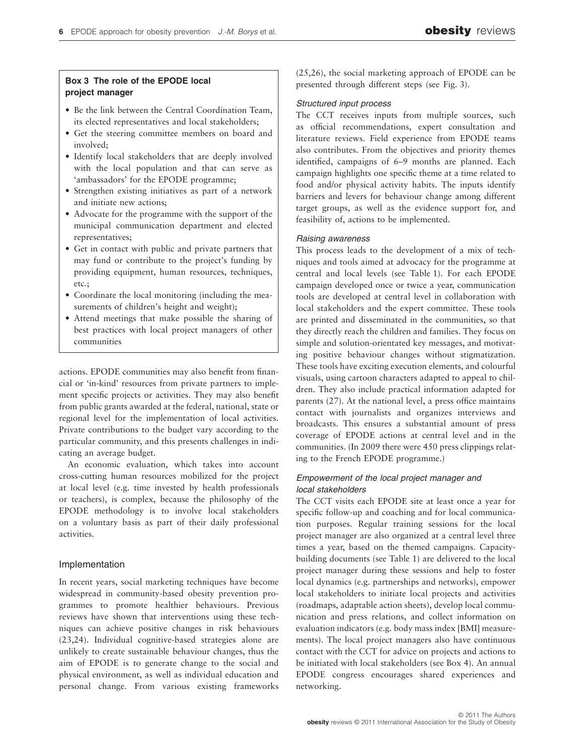**Box 3 The role of the EPODE local project manager**

- Be the link between the Central Coordination Team, its elected representatives and local stakeholders;
- Get the steering committee members on board and involved;
- Identify local stakeholders that are deeply involved with the local population and that can serve as 'ambassadors' for the EPODE programme;
- Strengthen existing initiatives as part of a network and initiate new actions;
- Advocate for the programme with the support of the municipal communication department and elected representatives;
- Get in contact with public and private partners that may fund or contribute to the project's funding by providing equipment, human resources, techniques, etc.;
- Coordinate the local monitoring (including the measurements of children's height and weight);
- Attend meetings that make possible the sharing of best practices with local project managers of other communities

actions. EPODE communities may also benefit from financial or 'in-kind' resources from private partners to implement specific projects or activities. They may also benefit from public grants awarded at the federal, national, state or regional level for the implementation of local activities. Private contributions to the budget vary according to the particular community, and this presents challenges in indicating an average budget.

An economic evaluation, which takes into account cross-cutting human resources mobilized for the project at local level (e.g. time invested by health professionals or teachers), is complex, because the philosophy of the EPODE methodology is to involve local stakeholders on a voluntary basis as part of their daily professional activities.

## Implementation

In recent years, social marketing techniques have become widespread in community-based obesity prevention programmes to promote healthier behaviours. Previous reviews have shown that interventions using these techniques can achieve positive changes in risk behaviours (23,24). Individual cognitive-based strategies alone are unlikely to create sustainable behaviour changes, thus the aim of EPODE is to generate change to the social and physical environment, as well as individual education and personal change. From various existing frameworks (25,26), the social marketing approach of EPODE can be presented through different steps (see Fig. 3).

### *Structured input process*

The CCT receives inputs from multiple sources, such as official recommendations, expert consultation and literature reviews. Field experience from EPODE teams also contributes. From the objectives and priority themes identified, campaigns of 6–9 months are planned. Each campaign highlights one specific theme at a time related to food and/or physical activity habits. The inputs identify barriers and levers for behaviour change among different target groups, as well as the evidence support for, and feasibility of, actions to be implemented.

### *Raising awareness*

This process leads to the development of a mix of techniques and tools aimed at advocacy for the programme at central and local levels (see Table 1). For each EPODE campaign developed once or twice a year, communication tools are developed at central level in collaboration with local stakeholders and the expert committee. These tools are printed and disseminated in the communities, so that they directly reach the children and families. They focus on simple and solution-orientated key messages, and motivating positive behaviour changes without stigmatization. These tools have exciting execution elements, and colourful visuals, using cartoon characters adapted to appeal to children. They also include practical information adapted for parents (27). At the national level, a press office maintains contact with journalists and organizes interviews and broadcasts. This ensures a substantial amount of press coverage of EPODE actions at central level and in the communities. (In 2009 there were 450 press clippings relating to the French EPODE programme.)

### *Empowerment of the local project manager and local stakeholders*

The CCT visits each EPODE site at least once a year for specific follow-up and coaching and for local communication purposes. Regular training sessions for the local project manager are also organized at a central level three times a year, based on the themed campaigns. Capacity-building documents (see Table 1) are delivered to the local project manager during these sessions and help to foster local dynamics (e.g. partnerships and networks), empower local stakeholders to initiate local projects and activities (roadmaps, adaptable action sheets), develop local communication and press relations, and collect information on evaluation indicators (e.g. body mass index [BMI] measurements). The local project managers also have continuous contact with the CCT for advice on projects and actions to be initiated with local stakeholders (see Box 4). An annual EPODE congress encourages shared experiences and networking.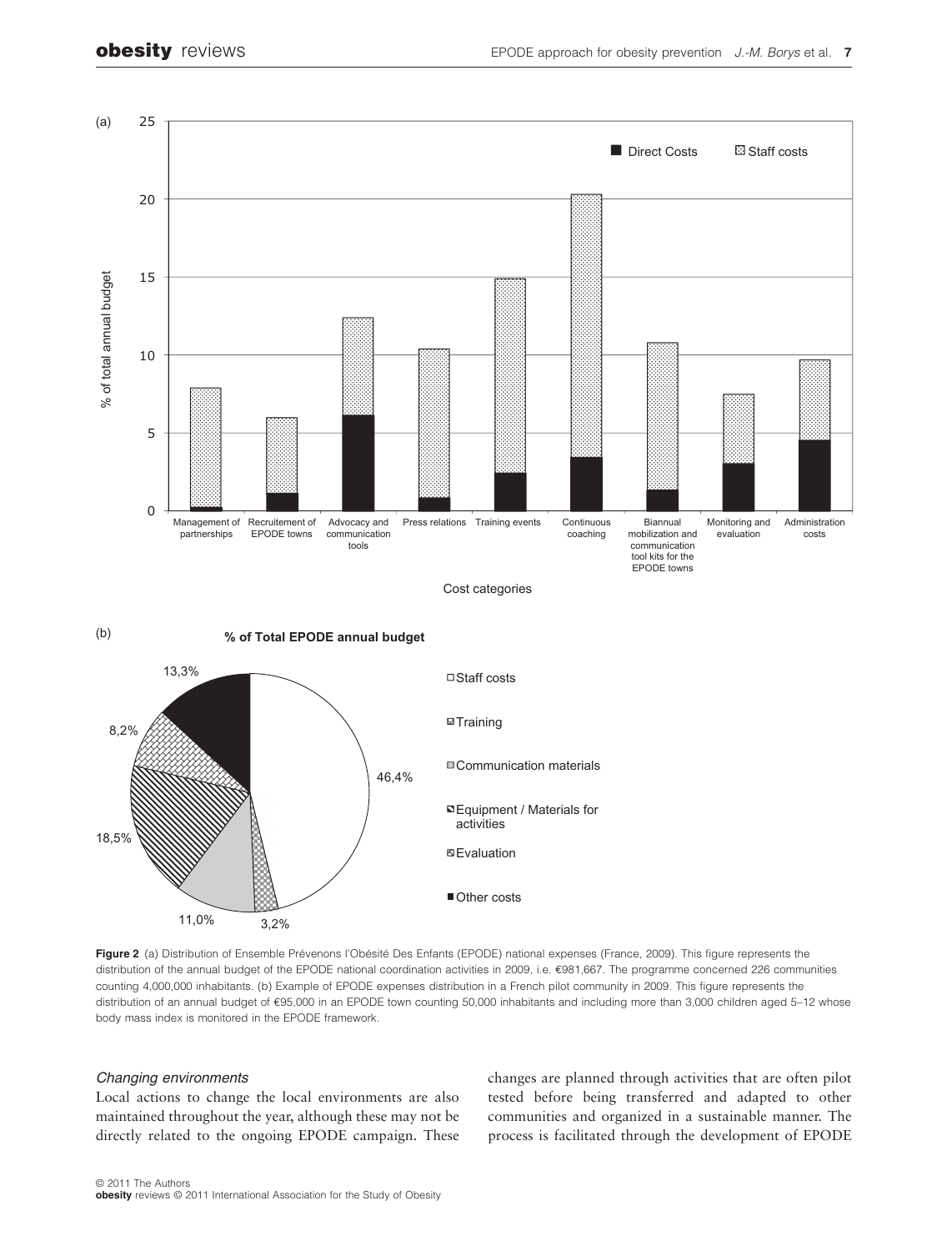**Figure 2** (a) Distribution of Ensemble Prévenons l'Obésité Des Enfants (EPODE) national expenses (France, 2009). This figure represents the distribution of the annual budget of the EPODE national coordination activities in 2009, i.e. €981,667. The programme concerned 226 communities counting 4,000,000 inhabitants. (b) Example of EPODE expenses distribution in a French pilot community in 2009. This figure represents the distribution of an annual budget of €95,000 in an EPODE town counting 50,000 inhabitants and including more than 3,000 children aged 5–12 whose body mass index is monitored in the EPODE framework.

*Changing environments*

Local actions to change the local environments are also maintained throughout the year, although these may not be directly related to the ongoing EPODE campaign. These changes are planned through activities that are often pilot tested before being transferred and adapted to other communities and organized in a sustainable manner. The process is facilitated through the development of EPODE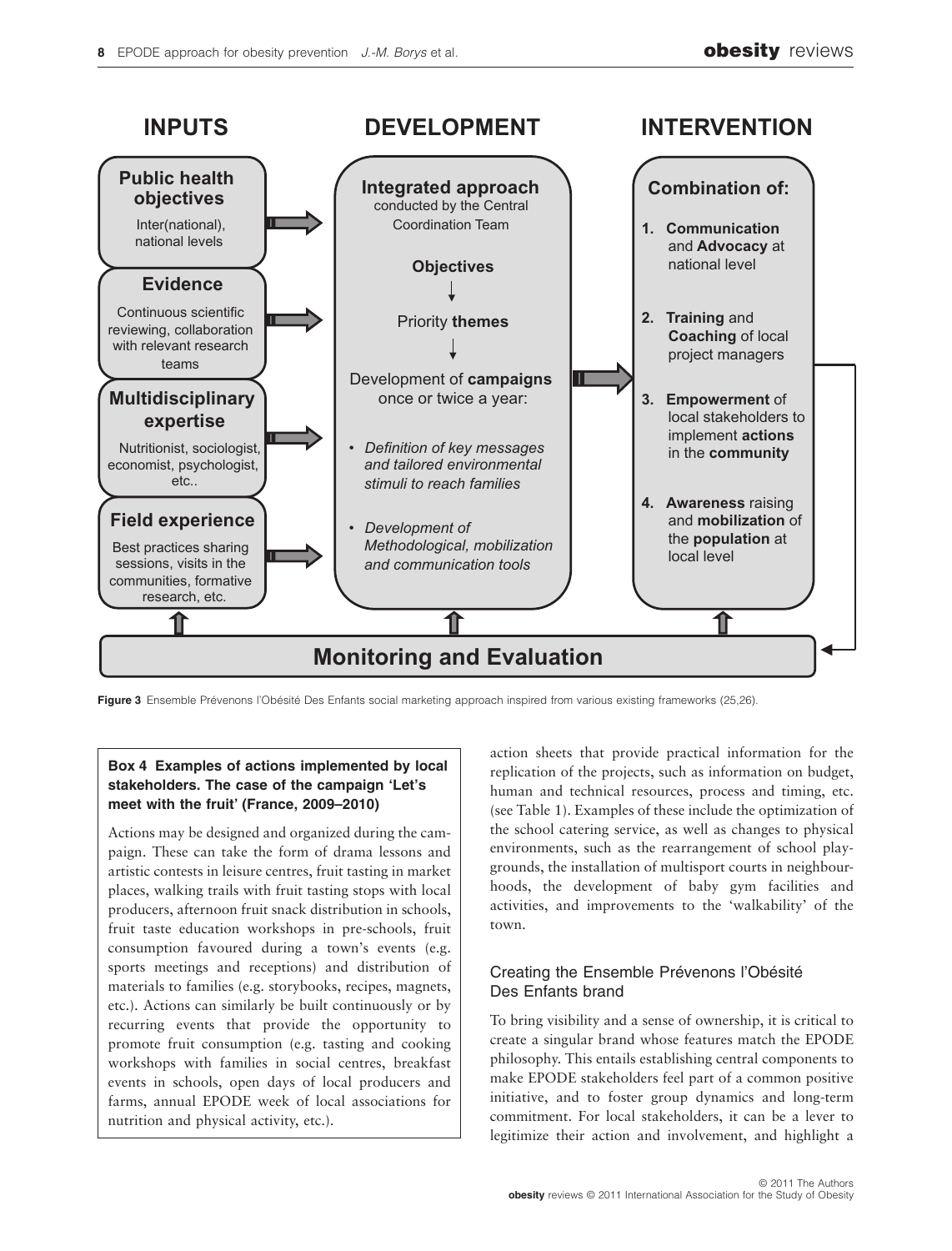**INPUTS**

**Public health objectives**
Inter(national), national levels

**Evidence**
Continuous scientific reviewing, collaboration with relevant research teams

**Multidisciplinary expertise**
Nutritionist, sociologist, economist, psychologist, etc..

**Field experience**
Best practices sharing sessions, visits in the communities, formative research, etc.

**DEVELOPMENT**

**Integrated approach**
conducted by the Central Coordination Team

**Objectives**
↓
Priority **themes**
↓
Development of **campaigns** once or twice a year:

- *Definition of key messages and tailored environmental stimuli to reach families*
- *Development of Methodological, mobilization and communication tools*

**INTERVENTION**

**Combination of:**

1. **Communication** and **Advocacy** at national level
2. **Training** and **Coaching** of local project managers
3. **Empowerment** of local stakeholders to implement **actions** in the **community**
4. **Awareness** raising and **mobilization** of the **population** at local level

**Monitoring and Evaluation**

**Figure 3** Ensemble Prévenons l'Obésité Des Enfants social marketing approach inspired from various existing frameworks (25,26).

**Box 4 Examples of actions implemented by local stakeholders. The case of the campaign 'Let's meet with the fruit' (France, 2009–2010)**

Actions may be designed and organized during the campaign. These can take the form of drama lessons and artistic contests in leisure centres, fruit tasting in market places, walking trails with fruit tasting stops with local producers, afternoon fruit snack distribution in schools, fruit taste education workshops in pre-schools, fruit consumption favoured during a town's events (e.g. sports meetings and receptions) and distribution of materials to families (e.g. storybooks, recipes, magnets, etc.). Actions can similarly be built continuously or by recurring events that provide the opportunity to promote fruit consumption (e.g. tasting and cooking workshops with families in social centres, breakfast events in schools, open days of local producers and farms, annual EPODE week of local associations for nutrition and physical activity, etc.).

action sheets that provide practical information for the replication of the projects, such as information on budget, human and technical resources, process and timing, etc. (see Table 1). Examples of these include the optimization of the school catering service, as well as changes to physical environments, such as the rearrangement of school playgrounds, the installation of multisport courts in neighbourhoods, the development of baby gym facilities and activities, and improvements to the 'walkability' of the town.

### Creating the Ensemble Prévenons l'Obésité Des Enfants brand

To bring visibility and a sense of ownership, it is critical to create a singular brand whose features match the EPODE philosophy. This entails establishing central components to make EPODE stakeholders feel part of a common positive initiative, and to foster group dynamics and long-term commitment. For local stakeholders, it can be a lever to legitimize their action and involvement, and highlight a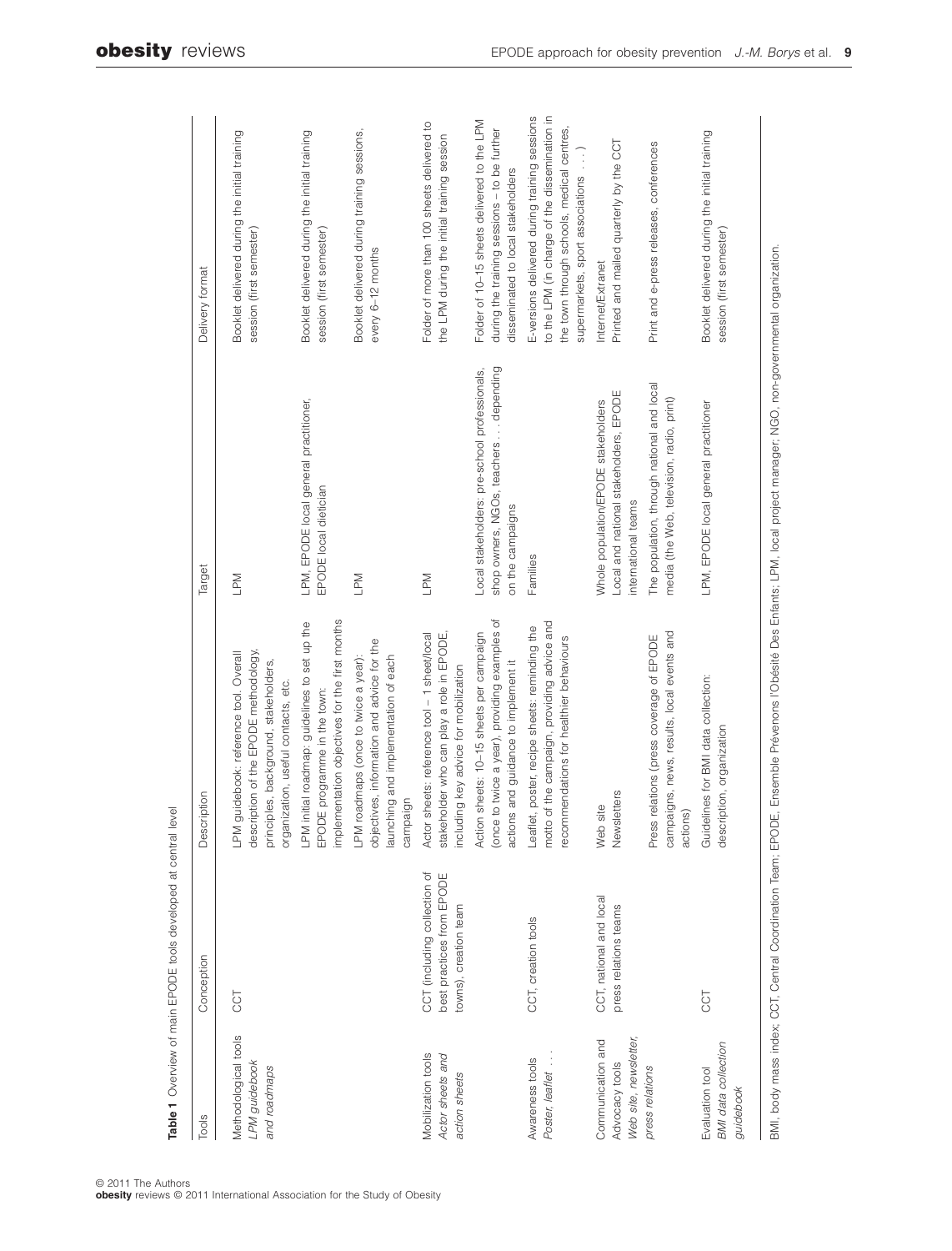**Table 1** Overview of main EPODE tools developed at central level

| Tools | Conception | Description | Target | Delivery format |
|---|---|---|---|---|
| Methodological tools *LPM guidebook and roadmaps* | CCT | LPM guidebook: reference tool. Overall description of the EPODE methodology, principles, background, stakeholders, organization, useful contacts, etc. | LPM | Booklet delivered during the initial training session (first semester) |
| | | LPM initial roadmap: guidelines to set up the EPODE programme in the town: implementation objectives for the first months | LPM, EPODE local general practitioner, EPODE local dietician | Booklet delivered during the initial training session (first semester) |
| | | LPM roadmaps (once to twice a year): objectives, information and advice for the launching and implementation of each campaign | LPM | Booklet delivered during training sessions, every 6–12 months |
| Mobilization tools *Actor sheets and action sheets* | CCT (including collection of best practices from EPODE towns), creation team | Actor sheets: reference tool – 1 sheet/local stakeholder who can play a role in EPODE, including key advice for mobilization | LPM | Folder of more than 100 sheets delivered to the LPM during the initial training session |
| | | Action sheets: 10–15 sheets per campaign (once to twice a year), providing examples of actions and guidance to implement it | Local stakeholders: pre-school professionals, shop owners, NGOs, teachers . . . depending on the campaigns | Folder of 10–15 sheets delivered to the LPM during the training sessions – to be further disseminated to local stakeholders |
| Awareness tools *Poster, leaflet . . .* | CCT, creation tools | Leaflet, poster, recipe sheets: reminding the motto of the campaign, providing advice and recommendations for healthier behaviours | Families | E-versions delivered during training sessions to the LPM (in charge of the dissemination in the town through schools, medical centres, supermarkets, sport associations . . . ) |
| Communication and Advocacy tools *Web site, newsletter, press relations* | CCT, national and local press relations teams | Web site | Whole population/EPODE stakeholders | Internet/Extranet |
| | | Newsletters | Local and national stakeholders, EPODE international teams | Printed and mailed quarterly by the CCT |
| | | Press relations (press coverage of EPODE campaigns, news, results, local events and actions) | The population, through national and local media (the Web, television, radio, print) | Print and e-press releases, conferences |
| Evaluation tool *BMI data collection guidebook* | CCT | Guidelines for BMI data collection: description, organization | LPM, EPODE local general practitioner | Booklet delivered during the initial training session (first semester) |

BMI, body mass index; CCT, Central Coordination Team; EPODE, Ensemble Prévenons l'Obésité Des Enfants; LPM, local project manager; NGO, non-governmental organization.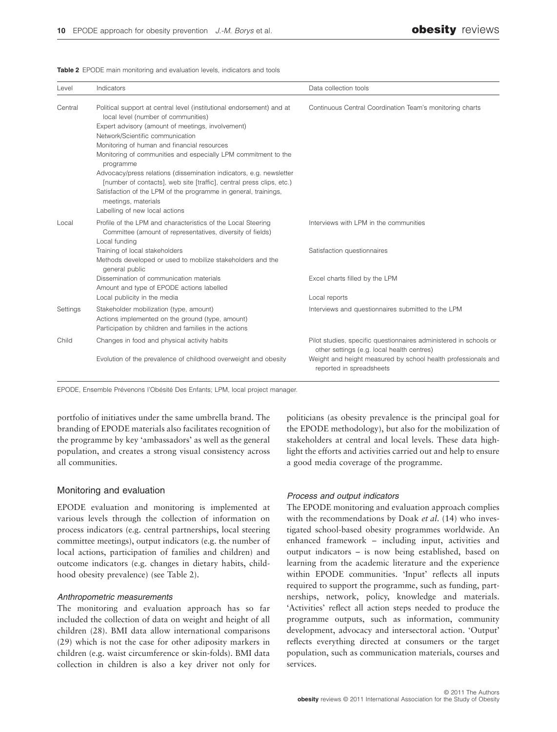**Table 2** EPODE main monitoring and evaluation levels, indicators and tools

| Level | Indicators | Data collection tools |
|---|---|---|
| Central | Political support at central level (institutional endorsement) and at local level (number of communities)<br>Expert advisory (amount of meetings, involvement)<br>Network/Scientific communication<br>Monitoring of human and financial resources<br>Monitoring of communities and especially LPM commitment to the programme<br>Advocacy/press relations (dissemination indicators, e.g. newsletter [number of contacts], web site [traffic], central press clips, etc.)<br>Satisfaction of the LPM of the programme in general, trainings, meetings, materials<br>Labelling of new local actions | Continuous Central Coordination Team's monitoring charts |
| Local | Profile of the LPM and characteristics of the Local Steering Committee (amount of representatives, diversity of fields)<br>Local funding | Interviews with LPM in the communities |
| | Training of local stakeholders<br>Methods developed or used to mobilize stakeholders and the general public | Satisfaction questionnaires |
| | Dissemination of communication materials<br>Amount and type of EPODE actions labelled | Excel charts filled by the LPM |
| | Local publicity in the media | Local reports |
| Settings | Stakeholder mobilization (type, amount)<br>Actions implemented on the ground (type, amount)<br>Participation by children and families in the actions | Interviews and questionnaires submitted to the LPM |
| Child | Changes in food and physical activity habits | Pilot studies, specific questionnaires administered in schools or other settings (e.g. local health centres) |
| | Evolution of the prevalence of childhood overweight and obesity | Weight and height measured by school health professionals and reported in spreadsheets |

EPODE, Ensemble Prévenons l'Obésité Des Enfants; LPM, local project manager.

portfolio of initiatives under the same umbrella brand. The branding of EPODE materials also facilitates recognition of the programme by key 'ambassadors' as well as the general population, and creates a strong visual consistency across all communities.

## Monitoring and evaluation

EPODE evaluation and monitoring is implemented at various levels through the collection of information on process indicators (e.g. central partnerships, local steering committee meetings), output indicators (e.g. the number of local actions, participation of families and children) and outcome indicators (e.g. changes in dietary habits, childhood obesity prevalence) (see Table 2).

### *Anthropometric measurements*

The monitoring and evaluation approach has so far included the collection of data on weight and height of all children (28). BMI data allow international comparisons (29) which is not the case for other adiposity markers in children (e.g. waist circumference or skin-folds). BMI data collection in children is also a key driver not only for politicians (as obesity prevalence is the principal goal for the EPODE methodology), but also for the mobilization of stakeholders at central and local levels. These data highlight the efforts and activities carried out and help to ensure a good media coverage of the programme.

### *Process and output indicators*

The EPODE monitoring and evaluation approach complies with the recommendations by Doak *et al.* (14) who investigated school-based obesity programmes worldwide. An enhanced framework – including input, activities and output indicators – is now being established, based on learning from the academic literature and the experience within EPODE communities. 'Input' reflects all inputs required to support the programme, such as funding, partnerships, network, policy, knowledge and materials. 'Activities' reflect all action steps needed to produce the programme outputs, such as information, community development, advocacy and intersectoral action. 'Output' reflects everything directed at consumers or the target population, such as communication materials, courses and services.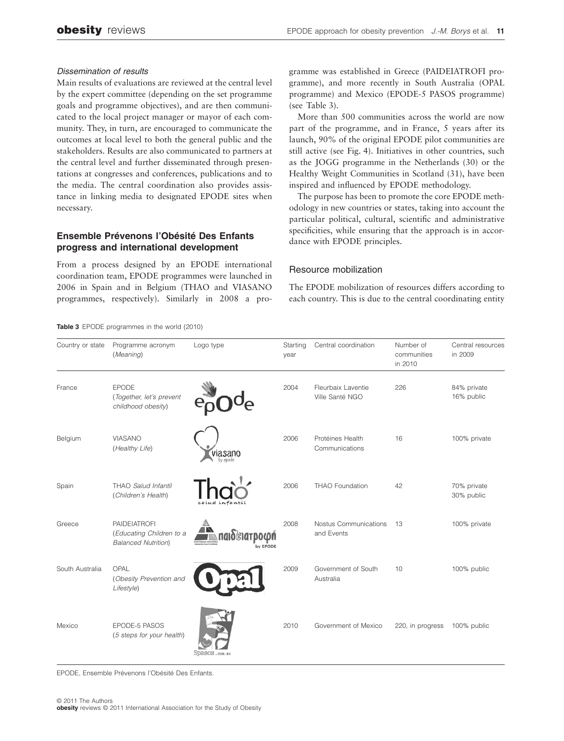#### *Dissemination of results*

Main results of evaluations are reviewed at the central level by the expert committee (depending on the set programme goals and programme objectives), and are then communicated to the local project manager or mayor of each community. They, in turn, are encouraged to communicate the outcomes at local level to both the general public and the stakeholders. Results are also communicated to partners at the central level and further disseminated through presentations at congresses and conferences, publications and to the media. The central coordination also provides assistance in linking media to designated EPODE sites when necessary.

### Ensemble Prévenons l'Obésité Des Enfants progress and international development

From a process designed by an EPODE international coordination team, EPODE programmes were launched in 2006 in Spain and in Belgium (THAO and VIASANO programmes, respectively). Similarly in 2008 a programme was established in Greece (PAIDEIATROFI programme), and more recently in South Australia (OPAL programme) and Mexico (EPODE-5 PASOS programme) (see Table 3).

More than 500 communities across the world are now part of the programme, and in France, 5 years after its launch, 90% of the original EPODE pilot communities are still active (see Fig. 4). Initiatives in other countries, such as the JOGG programme in the Netherlands (30) or the Healthy Weight Communities in Scotland (31), have been inspired and influenced by EPODE methodology.

The purpose has been to promote the core EPODE methodology in new countries or states, taking into account the particular political, cultural, scientific and administrative specificities, while ensuring that the approach is in accordance with EPODE principles.

### Resource mobilization

The EPODE mobilization of resources differs according to each country. This is due to the central coordinating entity

**Table 3** EPODE programmes in the world (2010)

| Country or state | Programme acronym (*Meaning*) | Logo type | Starting year | Central coordination | Number of communities in 2010 | Central resources in 2009 |
|---|---|---|---|---|---|---|
| France | EPODE (*Together, let's prevent childhood obesity*) | epode | 2004 | Fleurbaix Laventie Ville Santé NGO | 226 | 84% private 16% public |
| Belgium | VIASANO (*Healthy Life*) | viasano by epode | 2006 | Protéines Health Communications | 16 | 100% private |
| Spain | THAO *Salud Infantil* (*Children's Health*) | Thao salud infantil | 2006 | THAO Foundation | 42 | 70% private 30% public |
| Greece | PAIDEIATROFI (*Educating Children to a Balanced Nutrition*) | παιδειατροφή by EPODE | 2008 | Nostus Communications and Events | 13 | 100% private |
| South Australia | OPAL (*Obesity Prevention and Lifestyle*) | Opal | 2009 | Government of South Australia | 10 | 100% public |
| Mexico | EPODE-5 PASOS (*5 steps for your health*) | 5pasos.com.mx | 2010 | Government of Mexico | 220, in progress | 100% public |

EPODE, Ensemble Prévenons l'Obésité Des Enfants.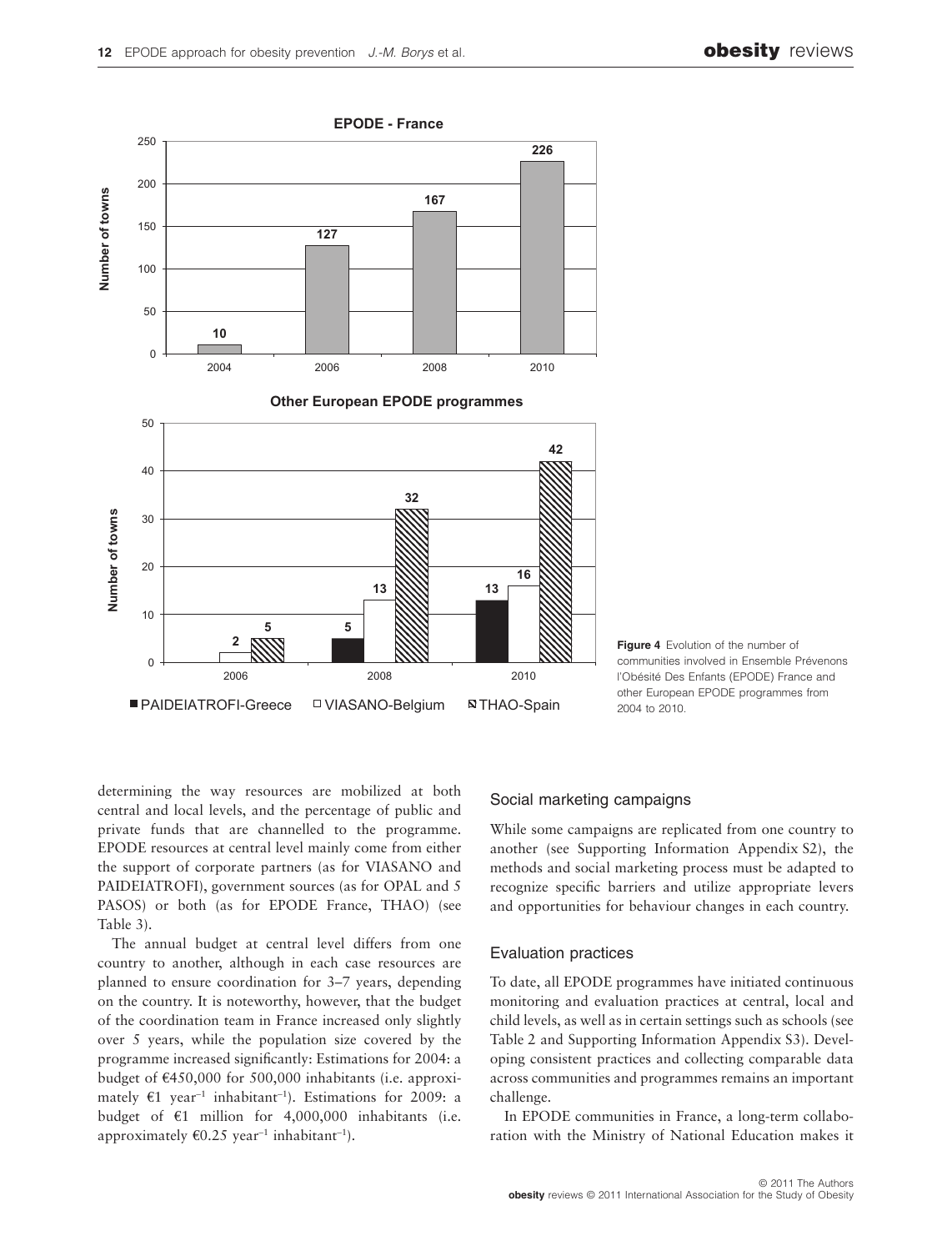**Figure 4** Evolution of the number of communities involved in Ensemble Prévenons l'Obésité Des Enfants (EPODE) France and other European EPODE programmes from 2004 to 2010.

determining the way resources are mobilized at both central and local levels, and the percentage of public and private funds that are channelled to the programme. EPODE resources at central level mainly come from either the support of corporate partners (as for VIASANO and PAIDEIATROFI), government sources (as for OPAL and 5 PASOS) or both (as for EPODE France, THAO) (see Table 3).

The annual budget at central level differs from one country to another, although in each case resources are planned to ensure coordination for 3–7 years, depending on the country. It is noteworthy, however, that the budget of the coordination team in France increased only slightly over 5 years, while the population size covered by the programme increased significantly: Estimations for 2004: a budget of €450,000 for 500,000 inhabitants (i.e. approximately €1 year$^{-1}$ inhabitant$^{-1}$). Estimations for 2009: a budget of €1 million for 4,000,000 inhabitants (i.e. approximately €0.25 year$^{-1}$ inhabitant$^{-1}$).

### Social marketing campaigns

While some campaigns are replicated from one country to another (see Supporting Information Appendix S2), the methods and social marketing process must be adapted to recognize specific barriers and utilize appropriate levers and opportunities for behaviour changes in each country.

### Evaluation practices

To date, all EPODE programmes have initiated continuous monitoring and evaluation practices at central, local and child levels, as well as in certain settings such as schools (see Table 2 and Supporting Information Appendix S3). Developing consistent practices and collecting comparable data across communities and programmes remains an important challenge.

In EPODE communities in France, a long-term collaboration with the Ministry of National Education makes it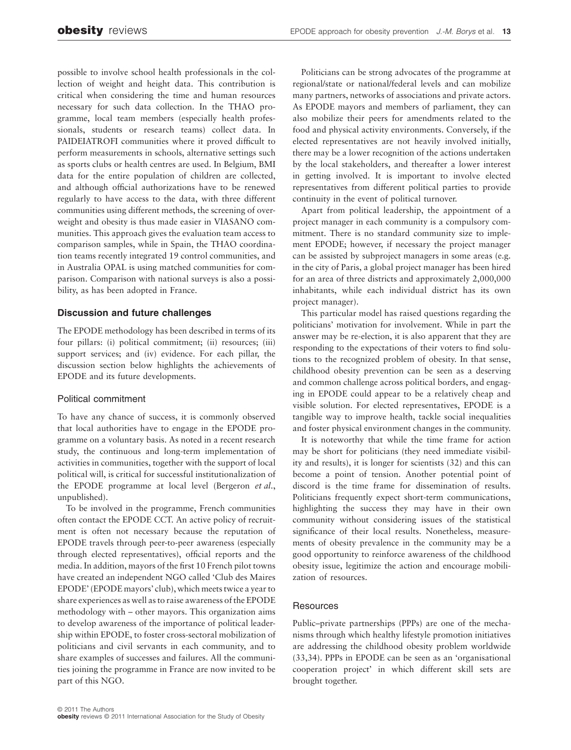possible to involve school health professionals in the collection of weight and height data. This contribution is critical when considering the time and human resources necessary for such data collection. In the THAO programme, local team members (especially health professionals, students or research teams) collect data. In PAIDEIATROFI communities where it proved difficult to perform measurements in schools, alternative settings such as sports clubs or health centres are used. In Belgium, BMI data for the entire population of children are collected, and although official authorizations have to be renewed regularly to have access to the data, with three different communities using different methods, the screening of overweight and obesity is thus made easier in VIASANO communities. This approach gives the evaluation team access to comparison samples, while in Spain, the THAO coordination teams recently integrated 19 control communities, and in Australia OPAL is using matched communities for comparison. Comparison with national surveys is also a possibility, as has been adopted in France.

## Discussion and future challenges

The EPODE methodology has been described in terms of its four pillars: (i) political commitment; (ii) resources; (iii) support services; and (iv) evidence. For each pillar, the discussion section below highlights the achievements of EPODE and its future developments.

### Political commitment

To have any chance of success, it is commonly observed that local authorities have to engage in the EPODE programme on a voluntary basis. As noted in a recent research study, the continuous and long-term implementation of activities in communities, together with the support of local political will, is critical for successful institutionalization of the EPODE programme at local level (Bergeron *et al*., unpublished).

To be involved in the programme, French communities often contact the EPODE CCT. An active policy of recruitment is often not necessary because the reputation of EPODE travels through peer-to-peer awareness (especially through elected representatives), official reports and the media. In addition, mayors of the first 10 French pilot towns have created an independent NGO called 'Club des Maires EPODE' (EPODE mayors' club), which meets twice a year to share experiences as well as to raise awareness of the EPODE methodology with – other mayors. This organization aims to develop awareness of the importance of political leadership within EPODE, to foster cross-sectoral mobilization of politicians and civil servants in each community, and to share examples of successes and failures. All the communities joining the programme in France are now invited to be part of this NGO.

Politicians can be strong advocates of the programme at regional/state or national/federal levels and can mobilize many partners, networks of associations and private actors. As EPODE mayors and members of parliament, they can also mobilize their peers for amendments related to the food and physical activity environments. Conversely, if the elected representatives are not heavily involved initially, there may be a lower recognition of the actions undertaken by the local stakeholders, and thereafter a lower interest in getting involved. It is important to involve elected representatives from different political parties to provide continuity in the event of political turnover.

Apart from political leadership, the appointment of a project manager in each community is a compulsory commitment. There is no standard community size to implement EPODE; however, if necessary the project manager can be assisted by subproject managers in some areas (e.g. in the city of Paris, a global project manager has been hired for an area of three districts and approximately 2,000,000 inhabitants, while each individual district has its own project manager).

This particular model has raised questions regarding the politicians' motivation for involvement. While in part the answer may be re-election, it is also apparent that they are responding to the expectations of their voters to find solutions to the recognized problem of obesity. In that sense, childhood obesity prevention can be seen as a deserving and common challenge across political borders, and engaging in EPODE could appear to be a relatively cheap and visible solution. For elected representatives, EPODE is a tangible way to improve health, tackle social inequalities and foster physical environment changes in the community.

It is noteworthy that while the time frame for action may be short for politicians (they need immediate visibility and results), it is longer for scientists (32) and this can become a point of tension. Another potential point of discord is the time frame for dissemination of results. Politicians frequently expect short-term communications, highlighting the success they may have in their own community without considering issues of the statistical significance of their local results. Nonetheless, measurements of obesity prevalence in the community may be a good opportunity to reinforce awareness of the childhood obesity issue, legitimize the action and encourage mobilization of resources.

### Resources

Public–private partnerships (PPPs) are one of the mechanisms through which healthy lifestyle promotion initiatives are addressing the childhood obesity problem worldwide (33,34). PPPs in EPODE can be seen as an 'organisational cooperation project' in which different skill sets are brought together.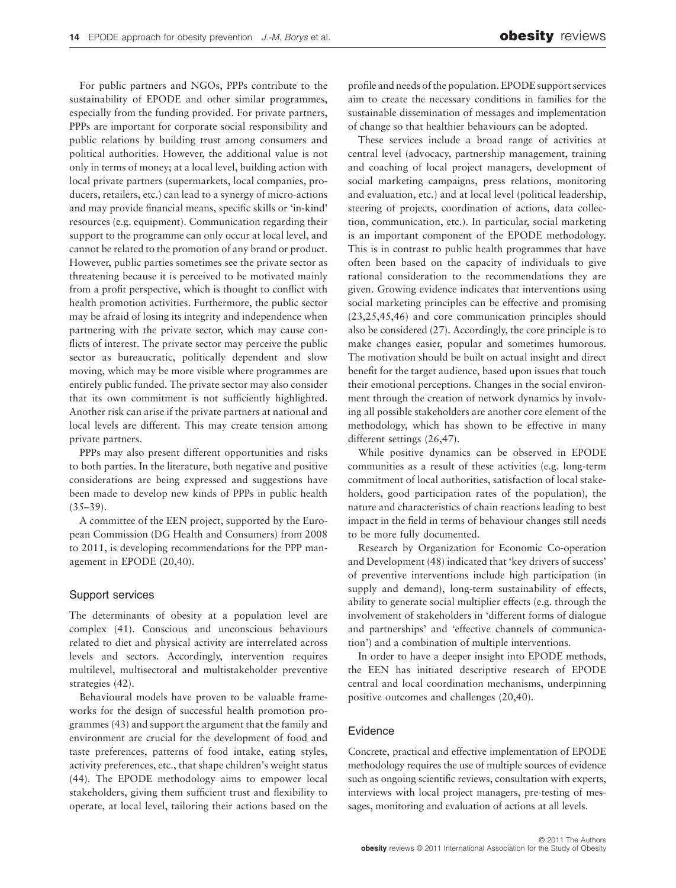For public partners and NGOs, PPPs contribute to the sustainability of EPODE and other similar programmes, especially from the funding provided. For private partners, PPPs are important for corporate social responsibility and public relations by building trust among consumers and political authorities. However, the additional value is not only in terms of money; at a local level, building action with local private partners (supermarkets, local companies, producers, retailers, etc.) can lead to a synergy of micro-actions and may provide financial means, specific skills or 'in-kind' resources (e.g. equipment). Communication regarding their support to the programme can only occur at local level, and cannot be related to the promotion of any brand or product. However, public parties sometimes see the private sector as threatening because it is perceived to be motivated mainly from a profit perspective, which is thought to conflict with health promotion activities. Furthermore, the public sector may be afraid of losing its integrity and independence when partnering with the private sector, which may cause conflicts of interest. The private sector may perceive the public sector as bureaucratic, politically dependent and slow moving, which may be more visible where programmes are entirely public funded. The private sector may also consider that its own commitment is not sufficiently highlighted. Another risk can arise if the private partners at national and local levels are different. This may create tension among private partners.

PPPs may also present different opportunities and risks to both parties. In the literature, both negative and positive considerations are being expressed and suggestions have been made to develop new kinds of PPPs in public health (35–39).

A committee of the EEN project, supported by the European Commission (DG Health and Consumers) from 2008 to 2011, is developing recommendations for the PPP management in EPODE (20,40).

## Support services

The determinants of obesity at a population level are complex (41). Conscious and unconscious behaviours related to diet and physical activity are interrelated across levels and sectors. Accordingly, intervention requires multilevel, multisectoral and multistakeholder preventive strategies (42).

Behavioural models have proven to be valuable frameworks for the design of successful health promotion programmes (43) and support the argument that the family and environment are crucial for the development of food and taste preferences, patterns of food intake, eating styles, activity preferences, etc., that shape children's weight status (44). The EPODE methodology aims to empower local stakeholders, giving them sufficient trust and flexibility to operate, at local level, tailoring their actions based on the profile and needs of the population. EPODE support services aim to create the necessary conditions in families for the sustainable dissemination of messages and implementation of change so that healthier behaviours can be adopted.

These services include a broad range of activities at central level (advocacy, partnership management, training and coaching of local project managers, development of social marketing campaigns, press relations, monitoring and evaluation, etc.) and at local level (political leadership, steering of projects, coordination of actions, data collection, communication, etc.). In particular, social marketing is an important component of the EPODE methodology. This is in contrast to public health programmes that have often been based on the capacity of individuals to give rational consideration to the recommendations they are given. Growing evidence indicates that interventions using social marketing principles can be effective and promising (23,25,45,46) and core communication principles should also be considered (27). Accordingly, the core principle is to make changes easier, popular and sometimes humorous. The motivation should be built on actual insight and direct benefit for the target audience, based upon issues that touch their emotional perceptions. Changes in the social environment through the creation of network dynamics by involving all possible stakeholders are another core element of the methodology, which has shown to be effective in many different settings (26,47).

While positive dynamics can be observed in EPODE communities as a result of these activities (e.g. long-term commitment of local authorities, satisfaction of local stakeholders, good participation rates of the population), the nature and characteristics of chain reactions leading to best impact in the field in terms of behaviour changes still needs to be more fully documented.

Research by Organization for Economic Co-operation and Development (48) indicated that 'key drivers of success' of preventive interventions include high participation (in supply and demand), long-term sustainability of effects, ability to generate social multiplier effects (e.g. through the involvement of stakeholders in 'different forms of dialogue and partnerships' and 'effective channels of communication') and a combination of multiple interventions.

In order to have a deeper insight into EPODE methods, the EEN has initiated descriptive research of EPODE central and local coordination mechanisms, underpinning positive outcomes and challenges (20,40).

## Evidence

Concrete, practical and effective implementation of EPODE methodology requires the use of multiple sources of evidence such as ongoing scientific reviews, consultation with experts, interviews with local project managers, pre-testing of messages, monitoring and evaluation of actions at all levels.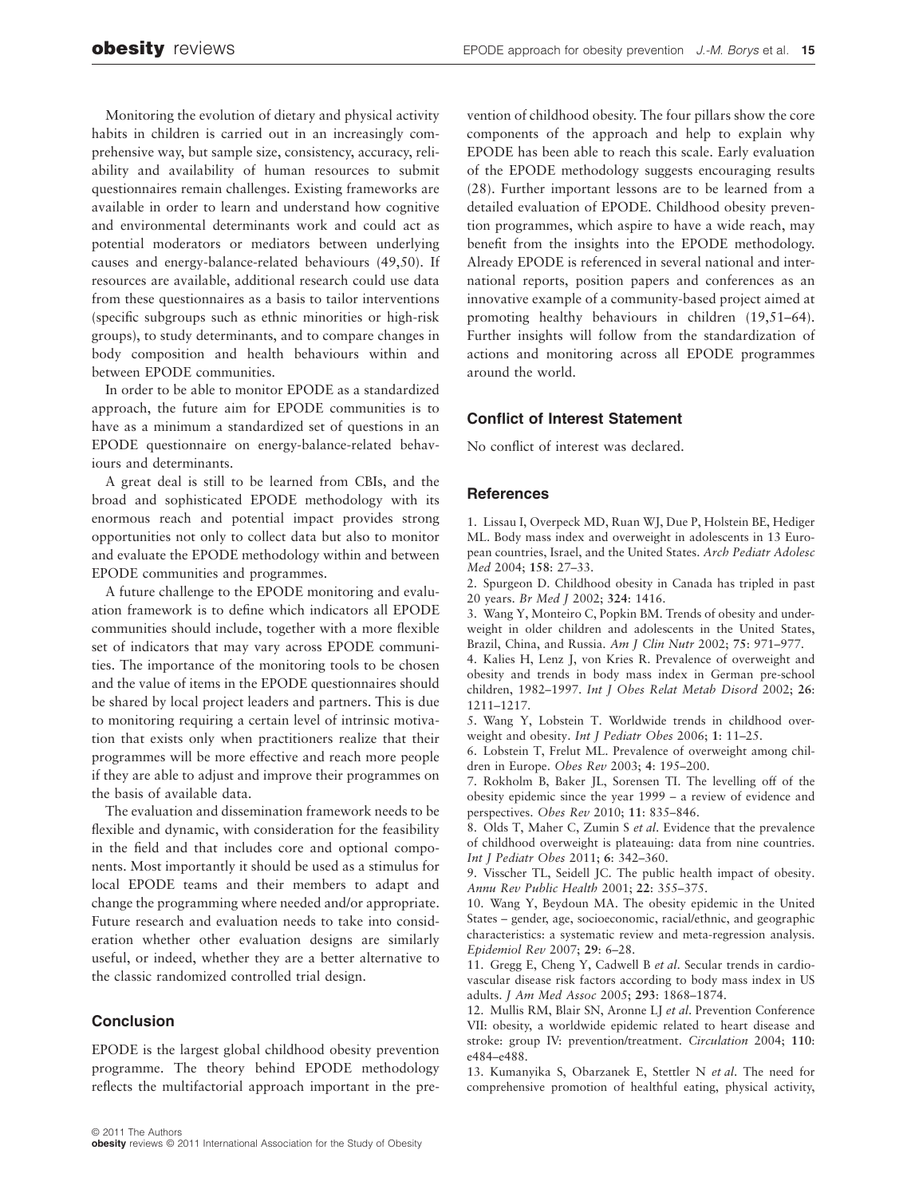Monitoring the evolution of dietary and physical activity habits in children is carried out in an increasingly comprehensive way, but sample size, consistency, accuracy, reliability and availability of human resources to submit questionnaires remain challenges. Existing frameworks are available in order to learn and understand how cognitive and environmental determinants work and could act as potential moderators or mediators between underlying causes and energy-balance-related behaviours (49,50). If resources are available, additional research could use data from these questionnaires as a basis to tailor interventions (specific subgroups such as ethnic minorities or high-risk groups), to study determinants, and to compare changes in body composition and health behaviours within and between EPODE communities.

In order to be able to monitor EPODE as a standardized approach, the future aim for EPODE communities is to have as a minimum a standardized set of questions in an EPODE questionnaire on energy-balance-related behaviours and determinants.

A great deal is still to be learned from CBIs, and the broad and sophisticated EPODE methodology with its enormous reach and potential impact provides strong opportunities not only to collect data but also to monitor and evaluate the EPODE methodology within and between EPODE communities and programmes.

A future challenge to the EPODE monitoring and evaluation framework is to define which indicators all EPODE communities should include, together with a more flexible set of indicators that may vary across EPODE communities. The importance of the monitoring tools to be chosen and the value of items in the EPODE questionnaires should be shared by local project leaders and partners. This is due to monitoring requiring a certain level of intrinsic motivation that exists only when practitioners realize that their programmes will be more effective and reach more people if they are able to adjust and improve their programmes on the basis of available data.

The evaluation and dissemination framework needs to be flexible and dynamic, with consideration for the feasibility in the field and that includes core and optional components. Most importantly it should be used as a stimulus for local EPODE teams and their members to adapt and change the programming where needed and/or appropriate. Future research and evaluation needs to take into consideration whether other evaluation designs are similarly useful, or indeed, whether they are a better alternative to the classic randomized controlled trial design.

## Conclusion

EPODE is the largest global childhood obesity prevention programme. The theory behind EPODE methodology reflects the multifactorial approach important in the prevention of childhood obesity. The four pillars show the core components of the approach and help to explain why EPODE has been able to reach this scale. Early evaluation of the EPODE methodology suggests encouraging results (28). Further important lessons are to be learned from a detailed evaluation of EPODE. Childhood obesity prevention programmes, which aspire to have a wide reach, may benefit from the insights into the EPODE methodology. Already EPODE is referenced in several national and international reports, position papers and conferences as an innovative example of a community-based project aimed at promoting healthy behaviours in children (19,51–64). Further insights will follow from the standardization of actions and monitoring across all EPODE programmes around the world.

## Conflict of Interest Statement

No conflict of interest was declared.

## References

1. Lissau I, Overpeck MD, Ruan WJ, Due P, Holstein BE, Hediger ML. Body mass index and overweight in adolescents in 13 European countries, Israel, and the United States. *Arch Pediatr Adolesc Med* 2004; **158**: 27–33.
2. Spurgeon D. Childhood obesity in Canada has tripled in past 20 years. *Br Med J* 2002; **324**: 1416.
3. Wang Y, Monteiro C, Popkin BM. Trends of obesity and underweight in older children and adolescents in the United States, Brazil, China, and Russia. *Am J Clin Nutr* 2002; **75**: 971–977.
4. Kalies H, Lenz J, von Kries R. Prevalence of overweight and obesity and trends in body mass index in German pre-school children, 1982–1997. *Int J Obes Relat Metab Disord* 2002; **26**: 1211–1217.
5. Wang Y, Lobstein T. Worldwide trends in childhood overweight and obesity. *Int J Pediatr Obes* 2006; **1**: 11–25.
6. Lobstein T, Frelut ML. Prevalence of overweight among children in Europe. *Obes Rev* 2003; **4**: 195–200.
7. Rokholm B, Baker JL, Sorensen TI. The levelling off of the obesity epidemic since the year 1999 – a review of evidence and perspectives. *Obes Rev* 2010; **11**: 835–846.
8. Olds T, Maher C, Zumin S *et al*. Evidence that the prevalence of childhood overweight is plateauing: data from nine countries. *Int J Pediatr Obes* 2011; **6**: 342–360.
9. Visscher TL, Seidell JC. The public health impact of obesity. *Annu Rev Public Health* 2001; **22**: 355–375.
10. Wang Y, Beydoun MA. The obesity epidemic in the United States – gender, age, socioeconomic, racial/ethnic, and geographic characteristics: a systematic review and meta-regression analysis. *Epidemiol Rev* 2007; **29**: 6–28.
11. Gregg E, Cheng Y, Cadwell B *et al*. Secular trends in cardiovascular disease risk factors according to body mass index in US adults. *J Am Med Assoc* 2005; **293**: 1868–1874.
12. Mullis RM, Blair SN, Aronne LJ *et al*. Prevention Conference VII: obesity, a worldwide epidemic related to heart disease and stroke: group IV: prevention/treatment. *Circulation* 2004; **110**: e484–e488.
13. Kumanyika S, Obarzanek E, Stettler N *et al*. The need for comprehensive promotion of healthful eating, physical activity,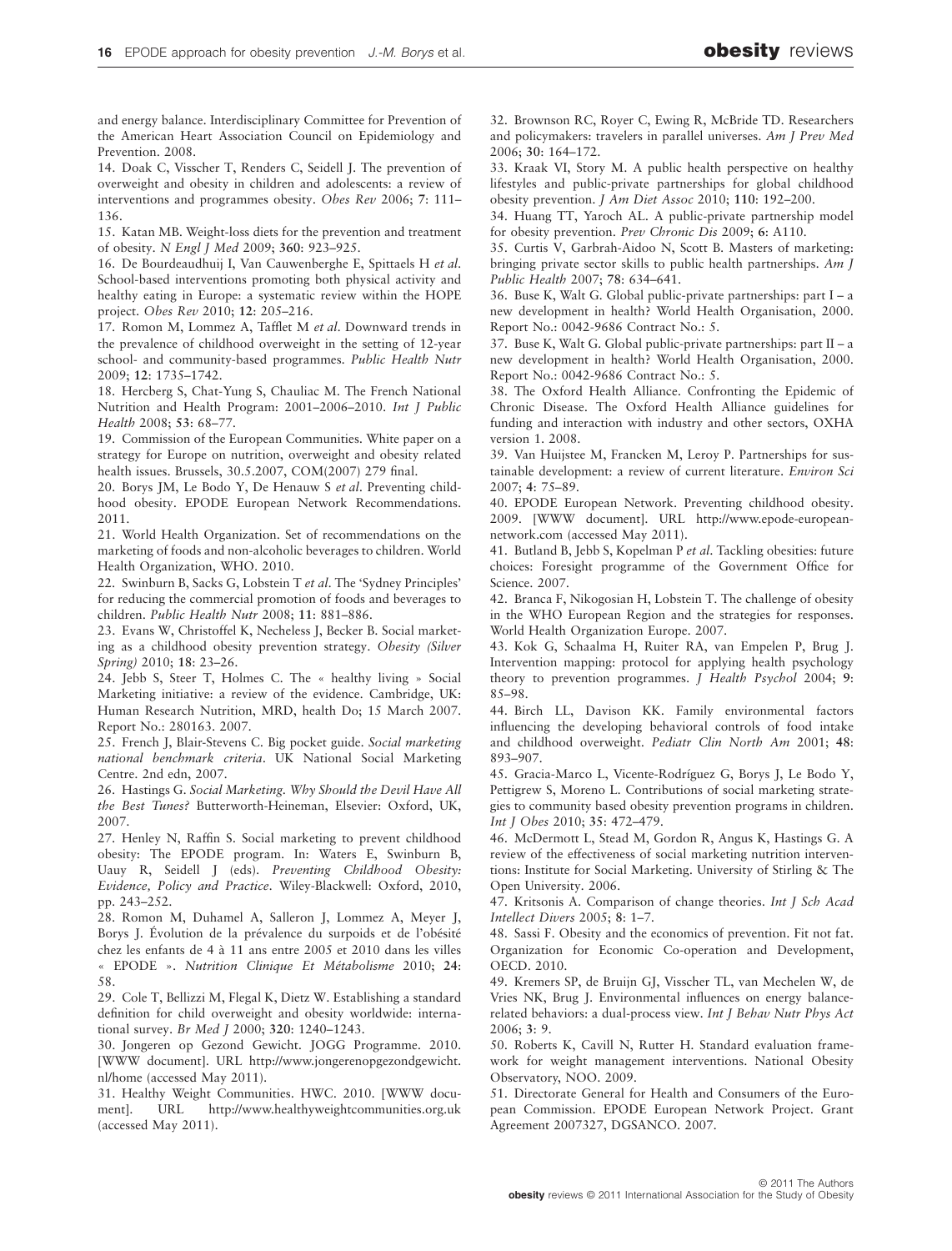and energy balance. Interdisciplinary Committee for Prevention of the American Heart Association Council on Epidemiology and Prevention. 2008.

14. Doak C, Visscher T, Renders C, Seidell J. The prevention of overweight and obesity in children and adolescents: a review of interventions and programmes obesity. *Obes Rev* 2006; **7**: 111–136.

15. Katan MB. Weight-loss diets for the prevention and treatment of obesity. *N Engl J Med* 2009; **360**: 923–925.

16. De Bourdeaudhuij I, Van Cauwenberghe E, Spittaels H *et al*. School-based interventions promoting both physical activity and healthy eating in Europe: a systematic review within the HOPE project. *Obes Rev* 2010; **12**: 205–216.

17. Romon M, Lommez A, Tafflet M *et al*. Downward trends in the prevalence of childhood overweight in the setting of 12-year school- and community-based programmes. *Public Health Nutr* 2009; **12**: 1735–1742.

18. Hercberg S, Chat-Yung S, Chauliac M. The French National Nutrition and Health Program: 2001–2006–2010. *Int J Public Health* 2008; **53**: 68–77.

19. Commission of the European Communities. White paper on a strategy for Europe on nutrition, overweight and obesity related health issues. Brussels, 30.5.2007, COM(2007) 279 final.

20. Borys JM, Le Bodo Y, De Henauw S *et al*. Preventing childhood obesity. EPODE European Network Recommendations. 2011.

21. World Health Organization. Set of recommendations on the marketing of foods and non-alcoholic beverages to children. World Health Organization, WHO. 2010.

22. Swinburn B, Sacks G, Lobstein T *et al*. The 'Sydney Principles' for reducing the commercial promotion of foods and beverages to children. *Public Health Nutr* 2008; **11**: 881–886.

23. Evans W, Christoffel K, Necheless J, Becker B. Social marketing as a childhood obesity prevention strategy. *Obesity (Silver Spring)* 2010; **18**: 23–26.

24. Jebb S, Steer T, Holmes C. The « healthy living » Social Marketing initiative: a review of the evidence. Cambridge, UK: Human Research Nutrition, MRD, health Do; 15 March 2007. Report No.: 280163. 2007.

25. French J, Blair-Stevens C. Big pocket guide. *Social marketing national benchmark criteria*. UK National Social Marketing Centre. 2nd edn, 2007.

26. Hastings G. *Social Marketing. Why Should the Devil Have All the Best Tunes?* Butterworth-Heineman, Elsevier: Oxford, UK, 2007.

27. Henley N, Raffin S. Social marketing to prevent childhood obesity: The EPODE program. In: Waters E, Swinburn B, Uauy R, Seidell J (eds). *Preventing Childhood Obesity: Evidence, Policy and Practice*. Wiley-Blackwell: Oxford, 2010, pp. 243–252.

28. Romon M, Duhamel A, Salleron J, Lommez A, Meyer J, Borys J. Évolution de la prévalence du surpoids et de l'obésité chez les enfants de 4 à 11 ans entre 2005 et 2010 dans les villes « EPODE ». *Nutrition Clinique Et Métabolisme* 2010; **24**: 58.

29. Cole T, Bellizzi M, Flegal K, Dietz W. Establishing a standard definition for child overweight and obesity worldwide: international survey. *Br Med J* 2000; **320**: 1240–1243.

30. Jongeren op Gezond Gewicht. JOGG Programme. 2010. [WWW document]. URL http://www.jongerenopgezondgewicht.nl/home (accessed May 2011).

31. Healthy Weight Communities. HWC. 2010. [WWW document]. URL http://www.healthyweightcommunities.org.uk (accessed May 2011).

32. Brownson RC, Royer C, Ewing R, McBride TD. Researchers and policymakers: travelers in parallel universes. *Am J Prev Med* 2006; **30**: 164–172.

33. Kraak VI, Story M. A public health perspective on healthy lifestyles and public-private partnerships for global childhood obesity prevention. *J Am Diet Assoc* 2010; **110**: 192–200.

34. Huang TT, Yaroch AL. A public-private partnership model for obesity prevention. *Prev Chronic Dis* 2009; **6**: A110.

35. Curtis V, Garbrah-Aidoo N, Scott B. Masters of marketing: bringing private sector skills to public health partnerships. *Am J Public Health* 2007; **78**: 634–641.

36. Buse K, Walt G. Global public-private partnerships: part I – a new development in health? World Health Organisation, 2000. Report No.: 0042-9686 Contract No.: 5.

37. Buse K, Walt G. Global public-private partnerships: part II – a new development in health? World Health Organisation, 2000. Report No.: 0042-9686 Contract No.: 5.

38. The Oxford Health Alliance. Confronting the Epidemic of Chronic Disease. The Oxford Health Alliance guidelines for funding and interaction with industry and other sectors, OXHA version 1. 2008.

39. Van Huijstee M, Francken M, Leroy P. Partnerships for sustainable development: a review of current literature. *Environ Sci* 2007; **4**: 75–89.

40. EPODE European Network. Preventing childhood obesity. 2009. [WWW document]. URL http://www.epode-european-network.com (accessed May 2011).

41. Butland B, Jebb S, Kopelman P *et al*. Tackling obesities: future choices: Foresight programme of the Government Office for Science. 2007.

42. Branca F, Nikogosian H, Lobstein T. The challenge of obesity in the WHO European Region and the strategies for responses. World Health Organization Europe. 2007.

43. Kok G, Schaalma H, Ruiter RA, van Empelen P, Brug J. Intervention mapping: protocol for applying health psychology theory to prevention programmes. *J Health Psychol* 2004; **9**: 85–98.

44. Birch LL, Davison KK. Family environmental factors influencing the developing behavioral controls of food intake and childhood overweight. *Pediatr Clin North Am* 2001; **48**: 893–907.

45. Gracia-Marco L, Vicente-Rodríguez G, Borys J, Le Bodo Y, Pettigrew S, Moreno L. Contributions of social marketing strategies to community based obesity prevention programs in children. *Int J Obes* 2010; **35**: 472–479.

46. McDermott L, Stead M, Gordon R, Angus K, Hastings G. A review of the effectiveness of social marketing nutrition interventions: Institute for Social Marketing. University of Stirling & The Open University. 2006.

47. Kritsonis A. Comparison of change theories. *Int J Sch Acad Intellect Divers* 2005; **8**: 1–7.

48. Sassi F. Obesity and the economics of prevention. Fit not fat. Organization for Economic Co-operation and Development, OECD. 2010.

49. Kremers SP, de Bruijn GJ, Visscher TL, van Mechelen W, de Vries NK, Brug J. Environmental influences on energy balance-related behaviors: a dual-process view. *Int J Behav Nutr Phys Act* 2006; **3**: 9.

50. Roberts K, Cavill N, Rutter H. Standard evaluation framework for weight management interventions. National Obesity Observatory, NOO. 2009.

51. Directorate General for Health and Consumers of the European Commission. EPODE European Network Project. Grant Agreement 2007327, DGSANCO. 2007.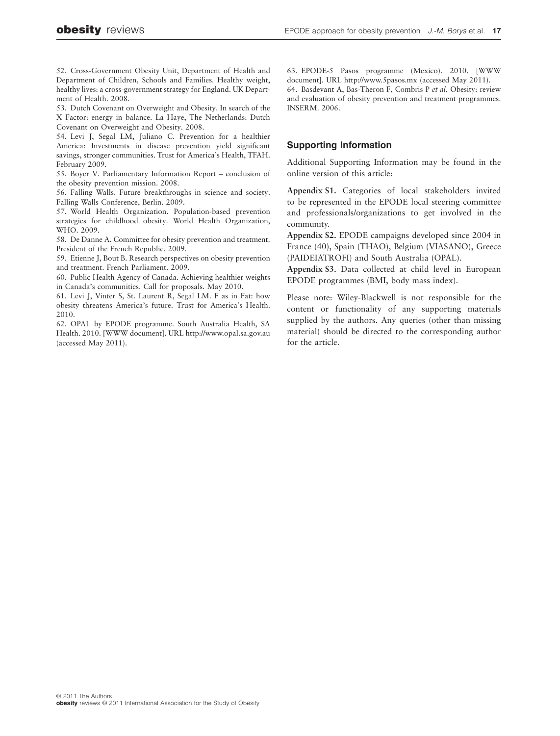52. Cross-Government Obesity Unit, Department of Health and Department of Children, Schools and Families. Healthy weight, healthy lives: a cross-government strategy for England. UK Department of Health. 2008.

53. Dutch Covenant on Overweight and Obesity. In search of the X Factor: energy in balance. La Haye, The Netherlands: Dutch Covenant on Overweight and Obesity. 2008.

54. Levi J, Segal LM, Juliano C. Prevention for a healthier America: Investments in disease prevention yield significant savings, stronger communities. Trust for America's Health, TFAH. February 2009.

55. Boyer V. Parliamentary Information Report – conclusion of the obesity prevention mission. 2008.

56. Falling Walls. Future breakthroughs in science and society. Falling Walls Conference, Berlin. 2009.

57. World Health Organization. Population-based prevention strategies for childhood obesity. World Health Organization, WHO. 2009.

58. De Danne A. Committee for obesity prevention and treatment. President of the French Republic. 2009.

59. Etienne J, Bout B. Research perspectives on obesity prevention and treatment. French Parliament. 2009.

60. Public Health Agency of Canada. Achieving healthier weights in Canada's communities. Call for proposals. May 2010.

61. Levi J, Vinter S, St. Laurent R, Segal LM. F as in Fat: how obesity threatens America's future. Trust for America's Health. 2010.

62. OPAL by EPODE programme. South Australia Health, SA Health. 2010. [WWW document]. URL http://www.opal.sa.gov.au (accessed May 2011).

63. EPODE-5 Pasos programme (Mexico). 2010. [WWW document]. URL http://www.5pasos.mx (accessed May 2011).

64. Basdevant A, Bas-Theron F, Combris P *et al.* Obesity: review and evaluation of obesity prevention and treatment programmes. INSERM. 2006.

## Supporting Information

Additional Supporting Information may be found in the online version of this article:

**Appendix S1.** Categories of local stakeholders invited to be represented in the EPODE local steering committee and professionals/organizations to get involved in the community.

**Appendix S2.** EPODE campaigns developed since 2004 in France (40), Spain (THAO), Belgium (VIASANO), Greece (PAIDEIATROFI) and South Australia (OPAL).

**Appendix S3.** Data collected at child level in European EPODE programmes (BMI, body mass index).

Please note: Wiley-Blackwell is not responsible for the content or functionality of any supporting materials supplied by the authors. Any queries (other than missing material) should be directed to the corresponding author for the article.